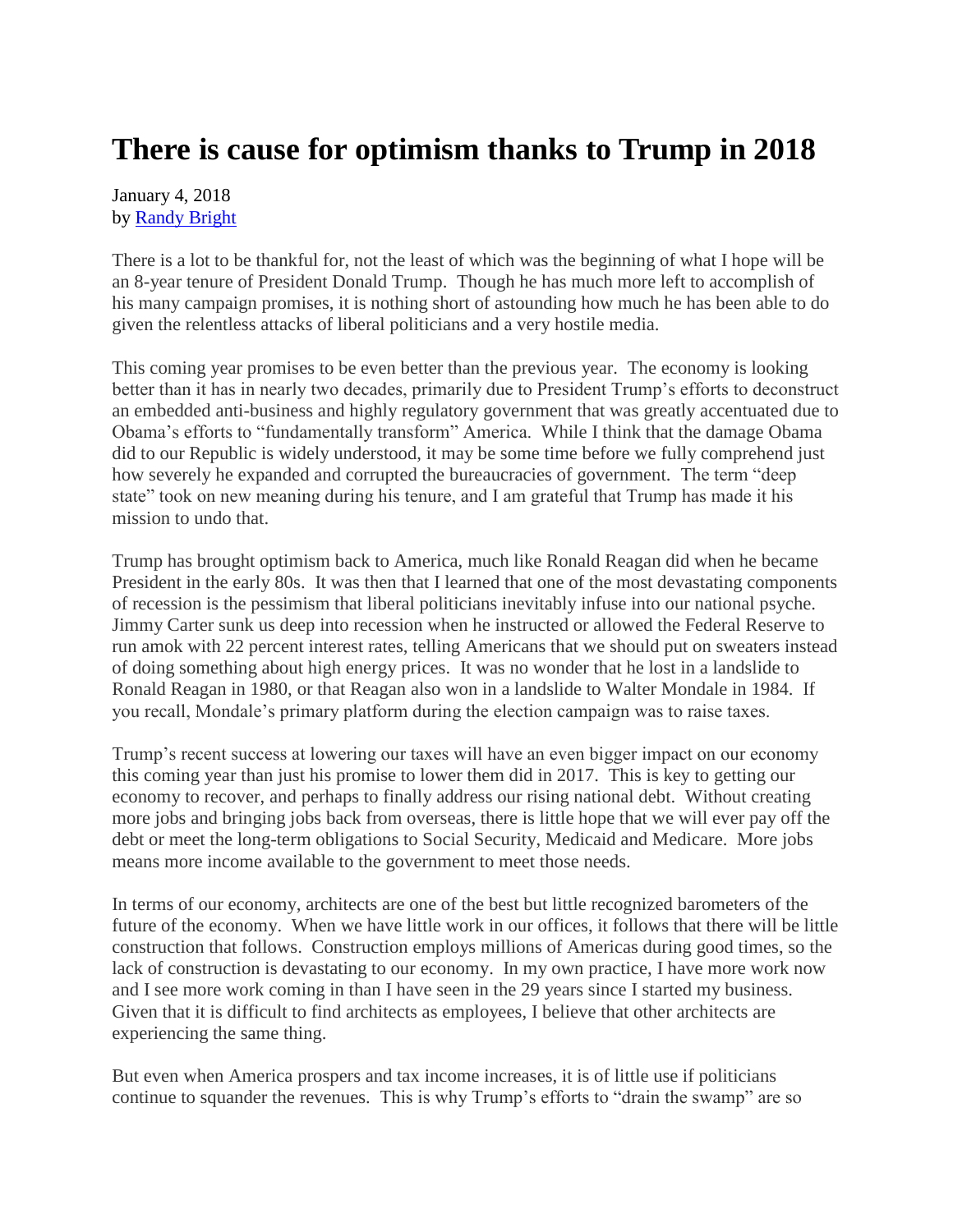# There is cause for optimism thanks to Trump in 2018

January 4, 2018
by [Randy Bright]

There is a lot to be thankful for, not the least of which was the beginning of what I hope will be an 8-year tenure of President Donald Trump. Though he has much more left to accomplish of his many campaign promises, it is nothing short of astounding how much he has been able to do given the relentless attacks of liberal politicians and a very hostile media.

This coming year promises to be even better than the previous year. The economy is looking better than it has in nearly two decades, primarily due to President Trump's efforts to deconstruct an embedded anti-business and highly regulatory government that was greatly accentuated due to Obama's efforts to "fundamentally transform" America. While I think that the damage Obama did to our Republic is widely understood, it may be some time before we fully comprehend just how severely he expanded and corrupted the bureaucracies of government. The term "deep state" took on new meaning during his tenure, and I am grateful that Trump has made it his mission to undo that.

Trump has brought optimism back to America, much like Ronald Reagan did when he became President in the early 80s. It was then that I learned that one of the most devastating components of recession is the pessimism that liberal politicians inevitably infuse into our national psyche. Jimmy Carter sunk us deep into recession when he instructed or allowed the Federal Reserve to run amok with 22 percent interest rates, telling Americans that we should put on sweaters instead of doing something about high energy prices. It was no wonder that he lost in a landslide to Ronald Reagan in 1980, or that Reagan also won in a landslide to Walter Mondale in 1984. If you recall, Mondale's primary platform during the election campaign was to raise taxes.

Trump's recent success at lowering our taxes will have an even bigger impact on our economy this coming year than just his promise to lower them did in 2017. This is key to getting our economy to recover, and perhaps to finally address our rising national debt. Without creating more jobs and bringing jobs back from overseas, there is little hope that we will ever pay off the debt or meet the long-term obligations to Social Security, Medicaid and Medicare. More jobs means more income available to the government to meet those needs.

In terms of our economy, architects are one of the best but little recognized barometers of the future of the economy. When we have little work in our offices, it follows that there will be little construction that follows. Construction employs millions of Americas during good times, so the lack of construction is devastating to our economy. In my own practice, I have more work now and I see more work coming in than I have seen in the 29 years since I started my business. Given that it is difficult to find architects as employees, I believe that other architects are experiencing the same thing.

But even when America prospers and tax income increases, it is of little use if politicians continue to squander the revenues. This is why Trump's efforts to "drain the swamp" are so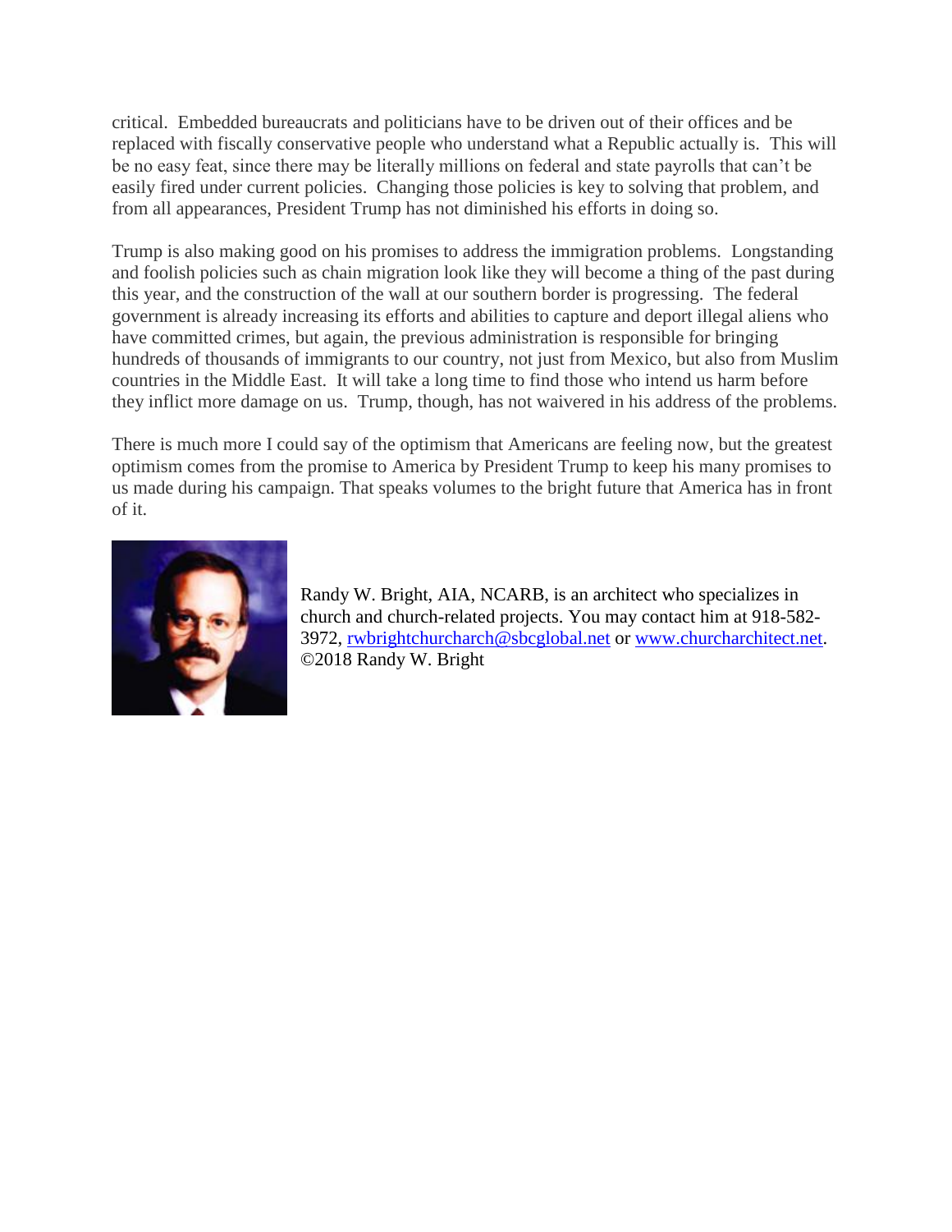critical. Embedded bureaucrats and politicians have to be driven out of their offices and be replaced with fiscally conservative people who understand what a Republic actually is. This will be no easy feat, since there may be literally millions on federal and state payrolls that can't be easily fired under current policies. Changing those policies is key to solving that problem, and from all appearances, President Trump has not diminished his efforts in doing so.

Trump is also making good on his promises to address the immigration problems. Longstanding and foolish policies such as chain migration look like they will become a thing of the past during this year, and the construction of the wall at our southern border is progressing. The federal government is already increasing its efforts and abilities to capture and deport illegal aliens who have committed crimes, but again, the previous administration is responsible for bringing hundreds of thousands of immigrants to our country, not just from Mexico, but also from Muslim countries in the Middle East. It will take a long time to find those who intend us harm before they inflict more damage on us. Trump, though, has not waivered in his address of the problems.

There is much more I could say of the optimism that Americans are feeling now, but the greatest optimism comes from the promise to America by President Trump to keep his many promises to us made during his campaign. That speaks volumes to the bright future that America has in front of it.

Randy W. Bright, AIA, NCARB, is an architect who specializes in church and church-related projects. You may contact him at 918-582-3972, rwbrightchurcharch@sbcglobal.net or www.churcharchitect.net. ©2018 Randy W. Bright